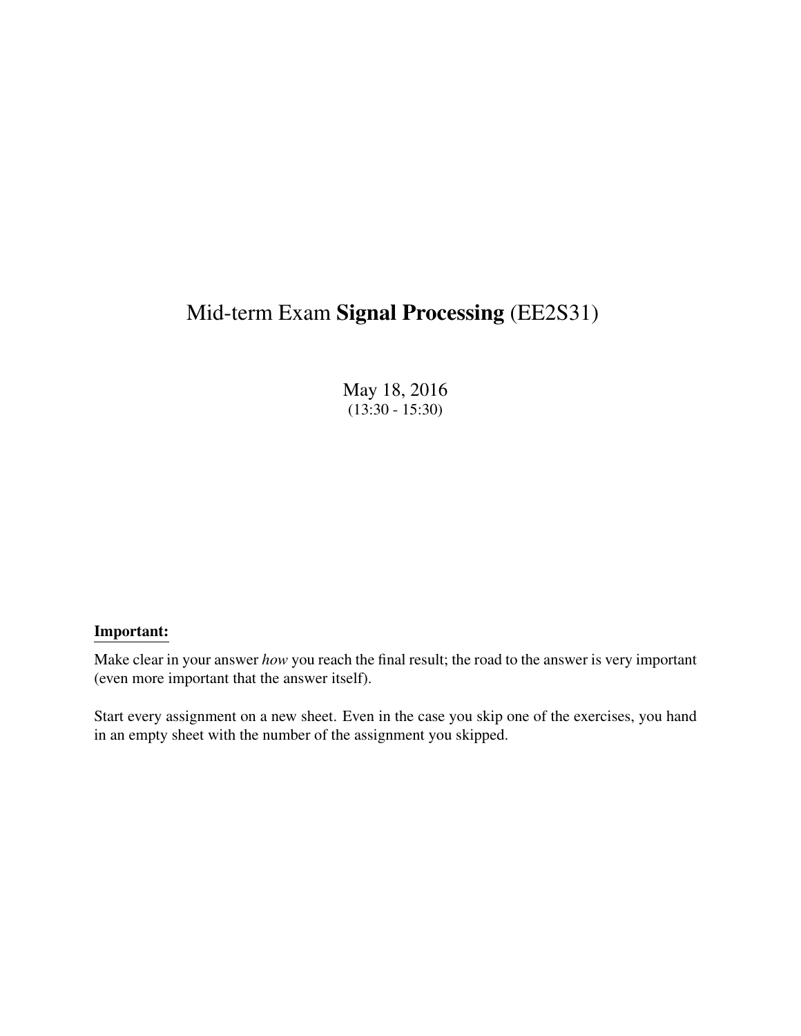# Mid-term Exam **Signal Processing** (EE2S31)

May 18, 2016

(13:30 - 15:30)

**Important:**

Make clear in your answer *how* you reach the final result; the road to the answer is very important (even more important that the answer itself).

Start every assignment on a new sheet. Even in the case you skip one of the exercises, you hand in an empty sheet with the number of the assignment you skipped.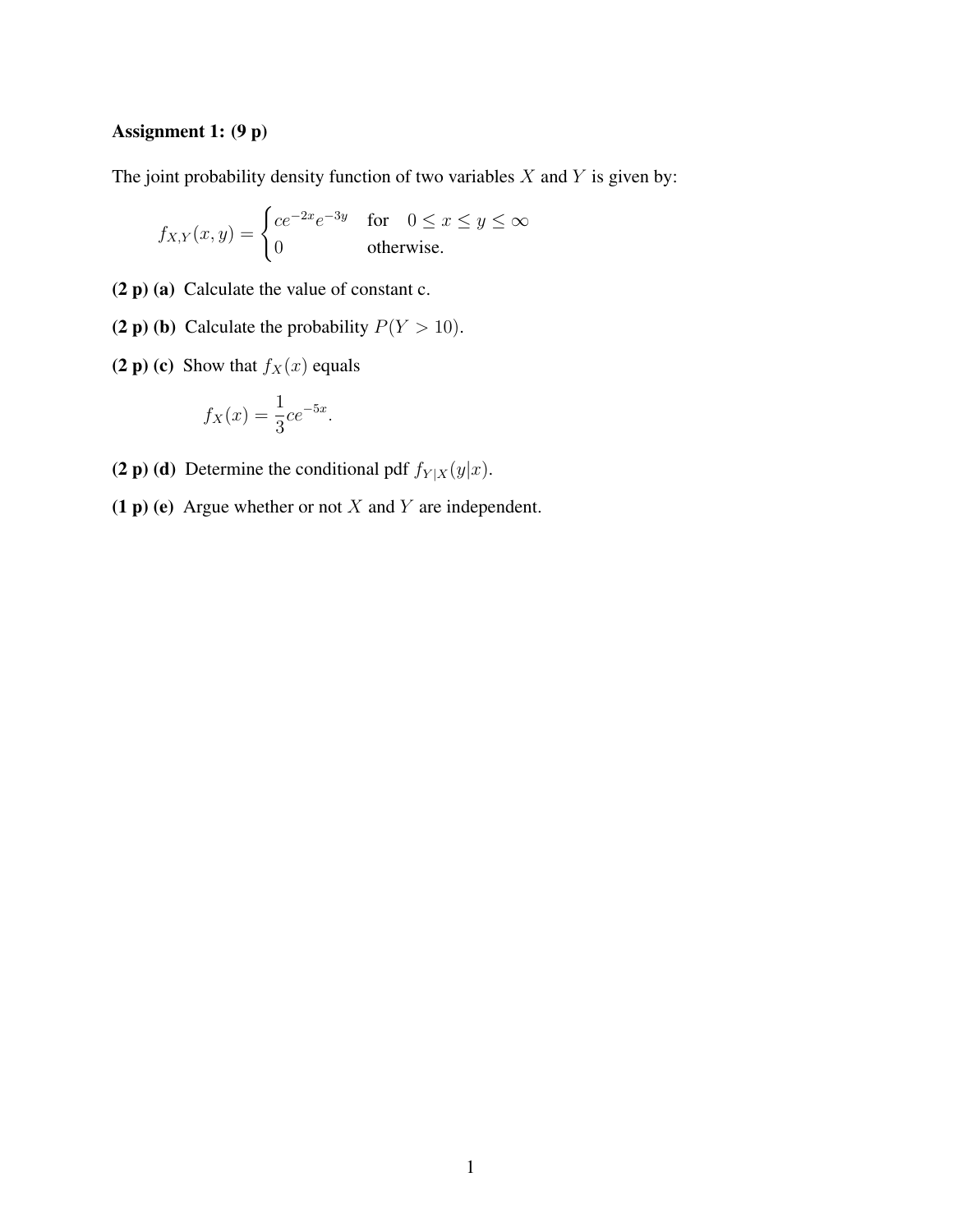**Assignment 1: (9 p)**

The joint probability density function of two variables $X$ and $Y$ is given by:

$$f_{X,Y}(x,y) = \begin{cases} ce^{-2x}e^{-3y} & \text{for} \quad 0 \leq x \leq y \leq \infty \\ 0 & \text{otherwise.} \end{cases}$$

**(2 p) (a)** Calculate the value of constant c.

**(2 p) (b)** Calculate the probability $P(Y > 10)$.

**(2 p) (c)** Show that $f_X(x)$ equals

$$f_X(x) = \frac{1}{3}ce^{-5x}.$$

**(2 p) (d)** Determine the conditional pdf $f_{Y|X}(y|x)$.

**(1 p) (e)** Argue whether or not $X$ and $Y$ are independent.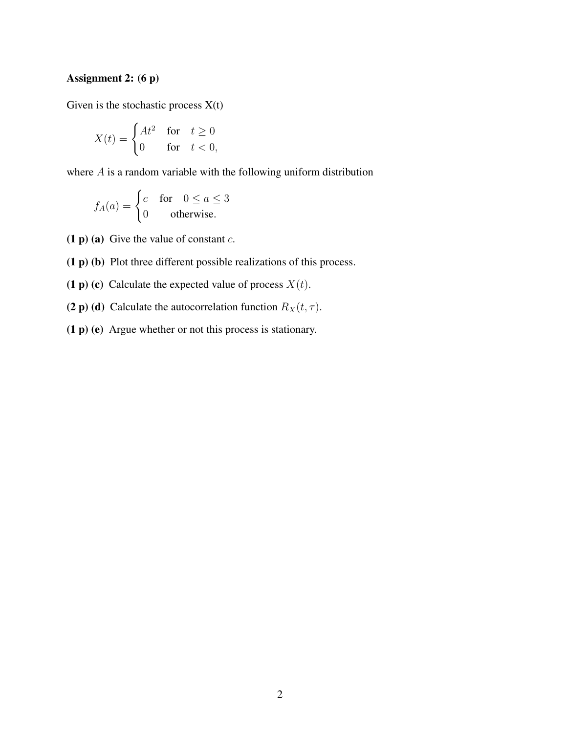**Assignment 2: (6 p)**

Given is the stochastic process X(t)

$$X(t) = \begin{cases} At^2 & \text{for} \quad t \geq 0 \\ 0 & \text{for} \quad t < 0, \end{cases}$$

where $A$ is a random variable with the following uniform distribution

$$f_A(a) = \begin{cases} c & \text{for} \quad 0 \leq a \leq 3 \\ 0 & \text{otherwise.} \end{cases}$$

**(1 p) (a)** Give the value of constant $c$.

**(1 p) (b)** Plot three different possible realizations of this process.

**(1 p) (c)** Calculate the expected value of process $X(t)$.

**(2 p) (d)** Calculate the autocorrelation function $R_X(t, \tau)$.

**(1 p) (e)** Argue whether or not this process is stationary.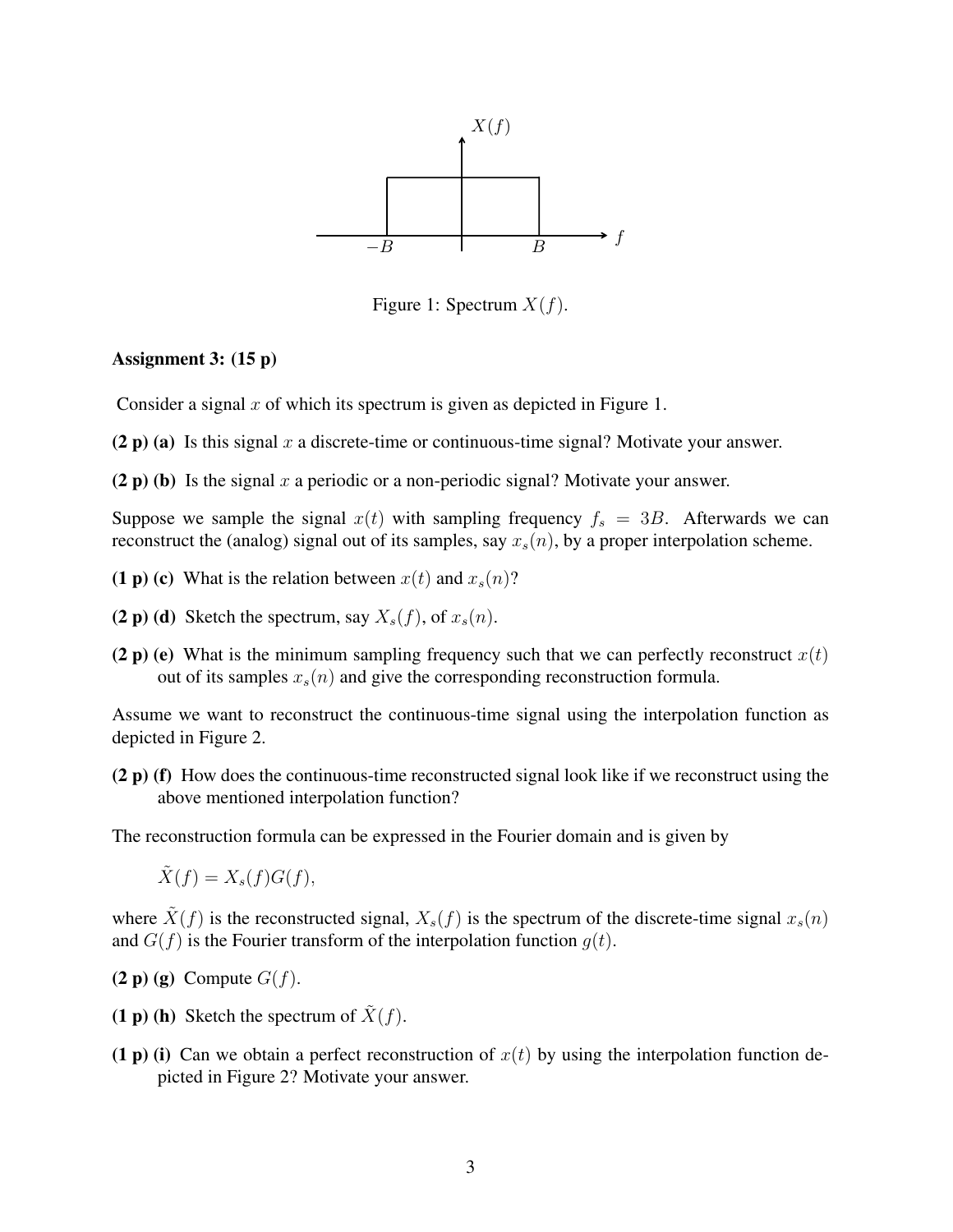Figure 1: Spectrum $X(f)$.

**Assignment 3: (15 p)**

Consider a signal $x$ of which its spectrum is given as depicted in Figure 1.

**(2 p) (a)** Is this signal $x$ a discrete-time or continuous-time signal? Motivate your answer.

**(2 p) (b)** Is the signal $x$ a periodic or a non-periodic signal? Motivate your answer.

Suppose we sample the signal $x(t)$ with sampling frequency $f_s = 3B$. Afterwards we can reconstruct the (analog) signal out of its samples, say $x_s(n)$, by a proper interpolation scheme.

**(1 p) (c)** What is the relation between $x(t)$ and $x_s(n)$?

**(2 p) (d)** Sketch the spectrum, say $X_s(f)$, of $x_s(n)$.

**(2 p) (e)** What is the minimum sampling frequency such that we can perfectly reconstruct $x(t)$ out of its samples $x_s(n)$ and give the corresponding reconstruction formula.

Assume we want to reconstruct the continuous-time signal using the interpolation function as depicted in Figure 2.

**(2 p) (f)** How does the continuous-time reconstructed signal look like if we reconstruct using the above mentioned interpolation function?

The reconstruction formula can be expressed in the Fourier domain and is given by

$$\tilde{X}(f) = X_s(f)G(f),$$

where $\tilde{X}(f)$ is the reconstructed signal, $X_s(f)$ is the spectrum of the discrete-time signal $x_s(n)$ and $G(f)$ is the Fourier transform of the interpolation function $g(t)$.

**(2 p) (g)** Compute $G(f)$.

**(1 p) (h)** Sketch the spectrum of $\tilde{X}(f)$.

**(1 p) (i)** Can we obtain a perfect reconstruction of $x(t)$ by using the interpolation function depicted in Figure 2? Motivate your answer.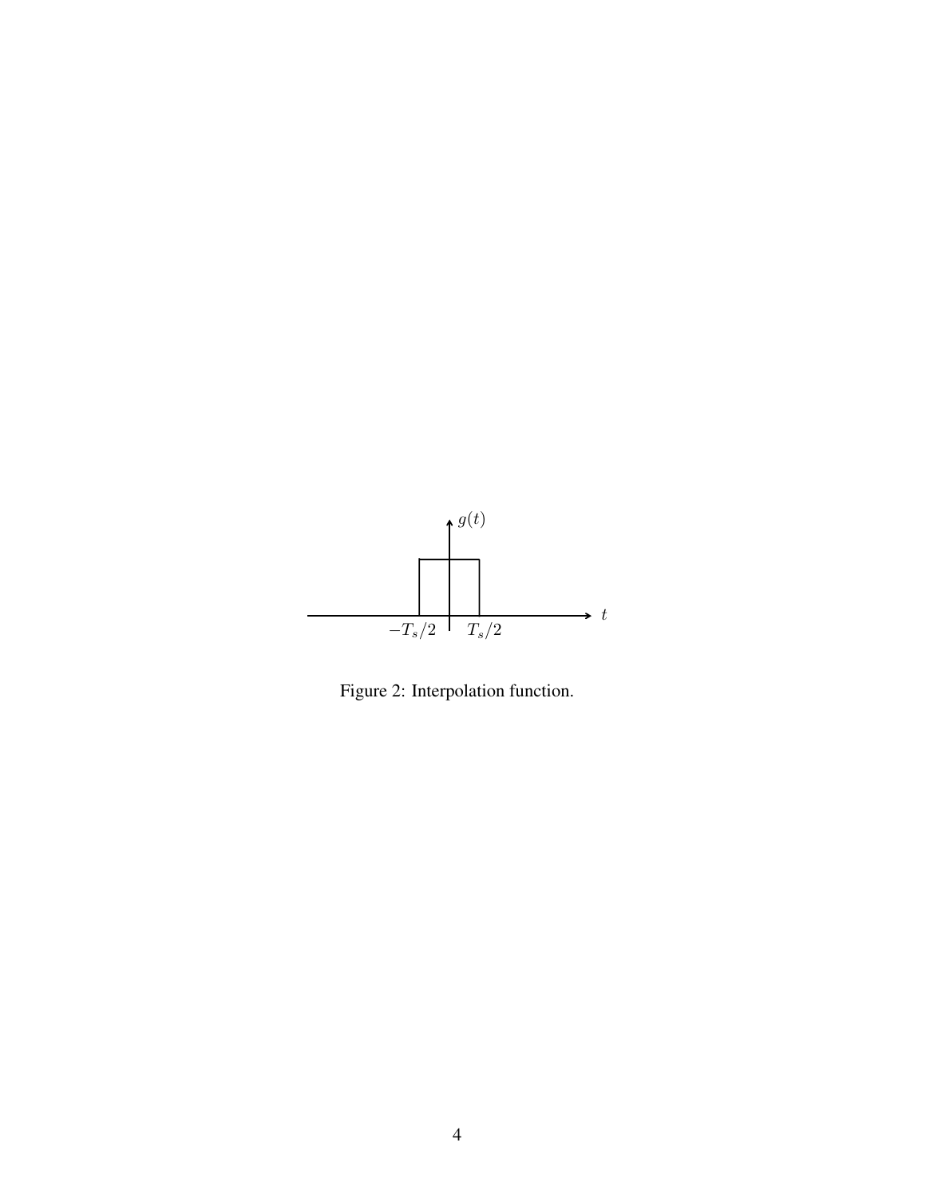$g(t)$

$t$

$-T_s/2$

$T_s/2$

Figure 2: Interpolation function.